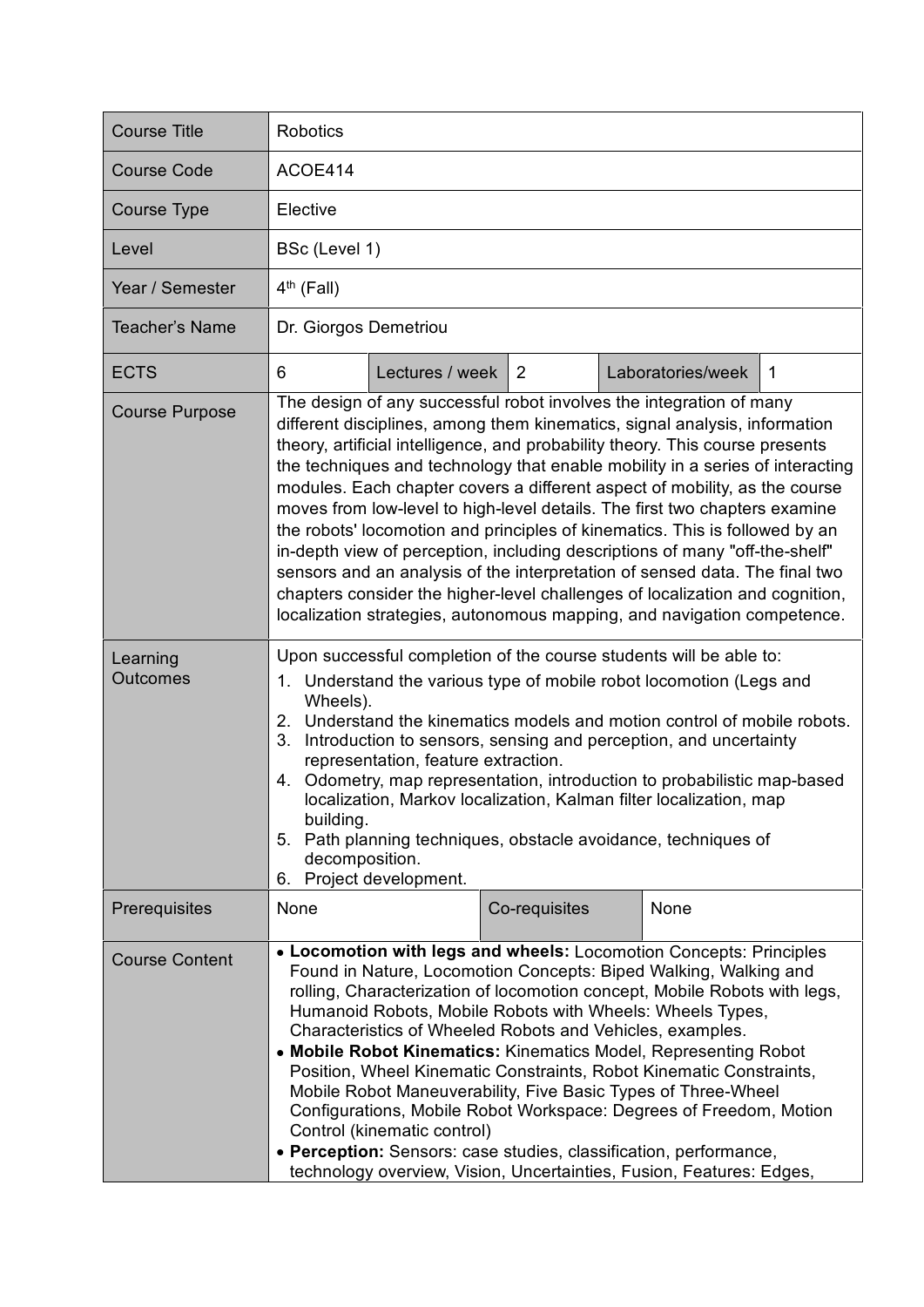| Course Title | Robotics | | | | |
|---|---|---|---|---|---|
| Course Code | ACOE414 | | | | |
| Course Type | Elective | | | | |
| Level | BSc (Level 1) | | | | |
| Year / Semester | 4th (Fall) | | | | |
| Teacher's Name | Dr. Giorgos Demetriou | | | | |
| ECTS | 6 | Lectures / week | 2 | Laboratories/week | 1 |
| Course Purpose | The design of any successful robot involves the integration of many different disciplines, among them kinematics, signal analysis, information theory, artificial intelligence, and probability theory. This course presents the techniques and technology that enable mobility in a series of interacting modules. Each chapter covers a different aspect of mobility, as the course moves from low-level to high-level details. The first two chapters examine the robots' locomotion and principles of kinematics. This is followed by an in-depth view of perception, including descriptions of many "off-the-shelf" sensors and an analysis of the interpretation of sensed data. The final two chapters consider the higher-level challenges of localization and cognition, localization strategies, autonomous mapping, and navigation competence. | | | | |
| Learning Outcomes | Upon successful completion of the course students will be able to:<br>1. Understand the various type of mobile robot locomotion (Legs and Wheels).<br>2. Understand the kinematics models and motion control of mobile robots.<br>3. Introduction to sensors, sensing and perception, and uncertainty representation, feature extraction.<br>4. Odometry, map representation, introduction to probabilistic map-based localization, Markov localization, Kalman filter localization, map building.<br>5. Path planning techniques, obstacle avoidance, techniques of decomposition.<br>6. Project development. | | | | |
| Prerequisites | None | Co-requisites | None | | |
| Course Content | • **Locomotion with legs and wheels:** Locomotion Concepts: Principles Found in Nature, Locomotion Concepts: Biped Walking, Walking and rolling, Characterization of locomotion concept, Mobile Robots with legs, Humanoid Robots, Mobile Robots with Wheels: Wheels Types, Characteristics of Wheeled Robots and Vehicles, examples.<br>• **Mobile Robot Kinematics:** Kinematics Model, Representing Robot Position, Wheel Kinematic Constraints, Robot Kinematic Constraints, Mobile Robot Maneuverability, Five Basic Types of Three-Wheel Configurations, Mobile Robot Workspace: Degrees of Freedom, Motion Control (kinematic control)<br>• **Perception:** Sensors: case studies, classification, performance, technology overview, Vision, Uncertainties, Fusion, Features: Edges, | | | | |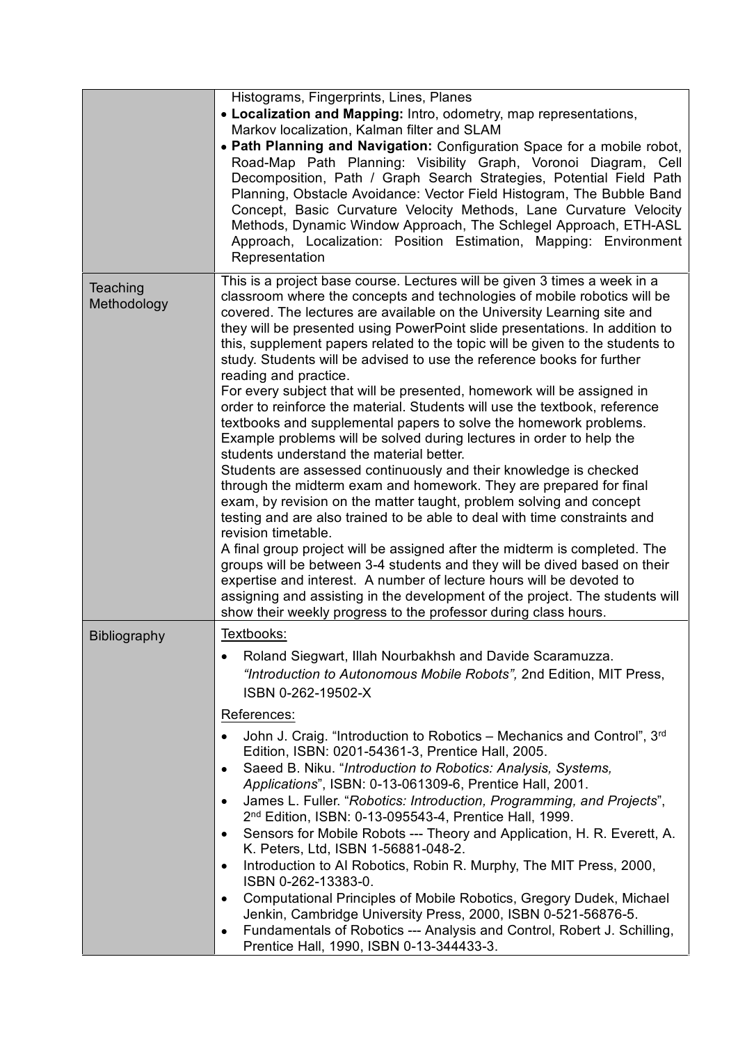| | |
|---|---|
| | Histograms, Fingerprints, Lines, Planes<br>• **Localization and Mapping:** Intro, odometry, map representations, Markov localization, Kalman filter and SLAM<br>• **Path Planning and Navigation:** Configuration Space for a mobile robot, Road-Map Path Planning: Visibility Graph, Voronoi Diagram, Cell Decomposition, Path / Graph Search Strategies, Potential Field Path Planning, Obstacle Avoidance: Vector Field Histogram, The Bubble Band Concept, Basic Curvature Velocity Methods, Lane Curvature Velocity Methods, Dynamic Window Approach, The Schlegel Approach, ETH-ASL Approach, Localization: Position Estimation, Mapping: Environment Representation |
| Teaching Methodology | This is a project base course. Lectures will be given 3 times a week in a classroom where the concepts and technologies of mobile robotics will be covered. The lectures are available on the University Learning site and they will be presented using PowerPoint slide presentations. In addition to this, supplement papers related to the topic will be given to the students to study. Students will be advised to use the reference books for further reading and practice.<br>For every subject that will be presented, homework will be assigned in order to reinforce the material. Students will use the textbook, reference textbooks and supplemental papers to solve the homework problems. Example problems will be solved during lectures in order to help the students understand the material better.<br>Students are assessed continuously and their knowledge is checked through the midterm exam and homework. They are prepared for final exam, by revision on the matter taught, problem solving and concept testing and are also trained to be able to deal with time constraints and revision timetable.<br>A final group project will be assigned after the midterm is completed. The groups will be between 3-4 students and they will be dived based on their expertise and interest. A number of lecture hours will be devoted to assigning and assisting in the development of the project. The students will show their weekly progress to the professor during class hours. |
| Bibliography | Textbooks:<br>• Roland Siegwart, Illah Nourbakhsh and Davide Scaramuzza. *"Introduction to Autonomous Mobile Robots",* 2nd Edition, MIT Press, ISBN 0-262-19502-X<br>References:<br>• John J. Craig. "Introduction to Robotics – Mechanics and Control", 3rd Edition, ISBN: 0201-54361-3, Prentice Hall, 2005.<br>• Saeed B. Niku. "*Introduction to Robotics: Analysis, Systems, Applications*", ISBN: 0-13-061309-6, Prentice Hall, 2001.<br>• James L. Fuller. "*Robotics: Introduction, Programming, and Projects*", 2nd Edition, ISBN: 0-13-095543-4, Prentice Hall, 1999.<br>• Sensors for Mobile Robots --- Theory and Application, H. R. Everett, A. K. Peters, Ltd, ISBN 1-56881-048-2.<br>• Introduction to AI Robotics, Robin R. Murphy, The MIT Press, 2000, ISBN 0-262-13383-0.<br>• Computational Principles of Mobile Robotics, Gregory Dudek, Michael Jenkin, Cambridge University Press, 2000, ISBN 0-521-56876-5.<br>• Fundamentals of Robotics --- Analysis and Control, Robert J. Schilling, Prentice Hall, 1990, ISBN 0-13-344433-3. |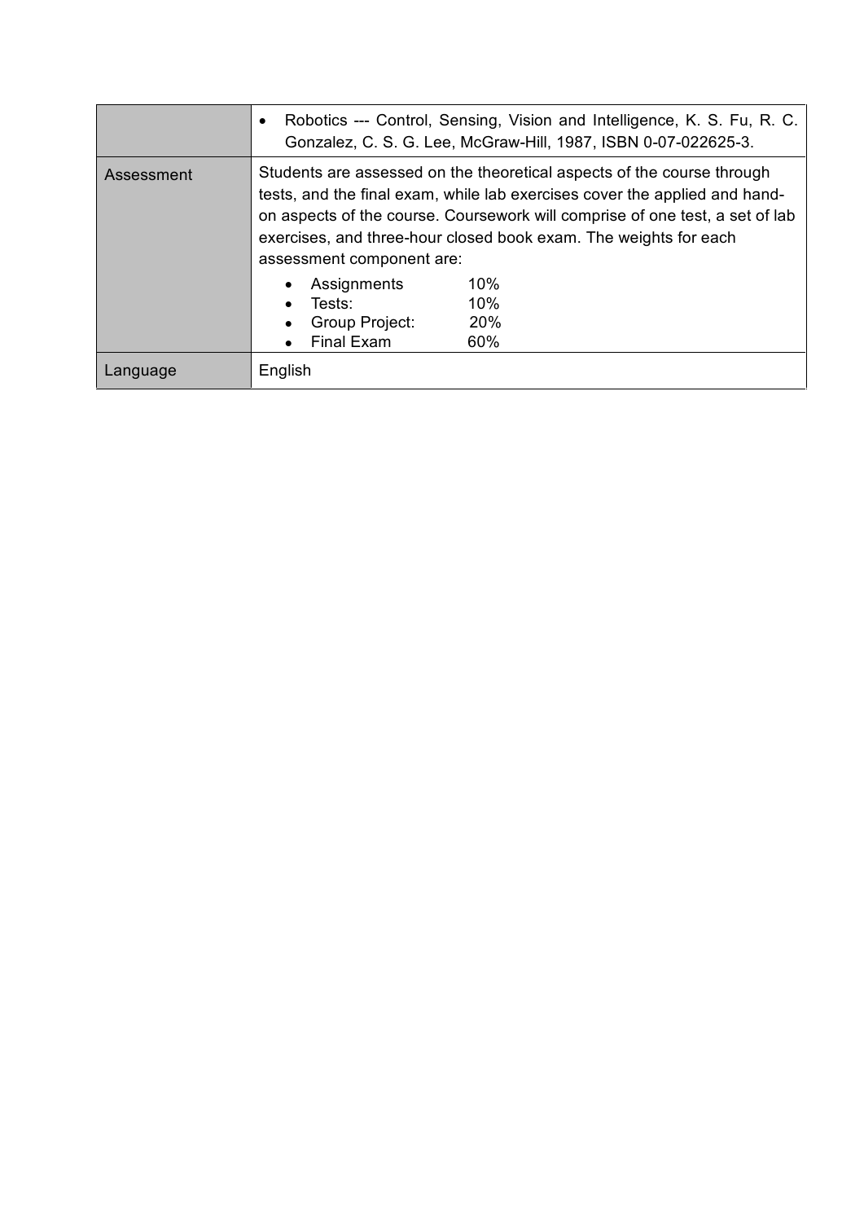| | |
|---|---|
| | • Robotics --- Control, Sensing, Vision and Intelligence, K. S. Fu, R. C. Gonzalez, C. S. G. Lee, McGraw-Hill, 1987, ISBN 0-07-022625-3. |
| Assessment | Students are assessed on the theoretical aspects of the course through tests, and the final exam, while lab exercises cover the applied and hand-on aspects of the course. Coursework will comprise of one test, a set of lab exercises, and three-hour closed book exam. The weights for each assessment component are:<br>• Assignments 10%<br>• Tests: 10%<br>• Group Project: 20%<br>• Final Exam 60% |
| Language | English |